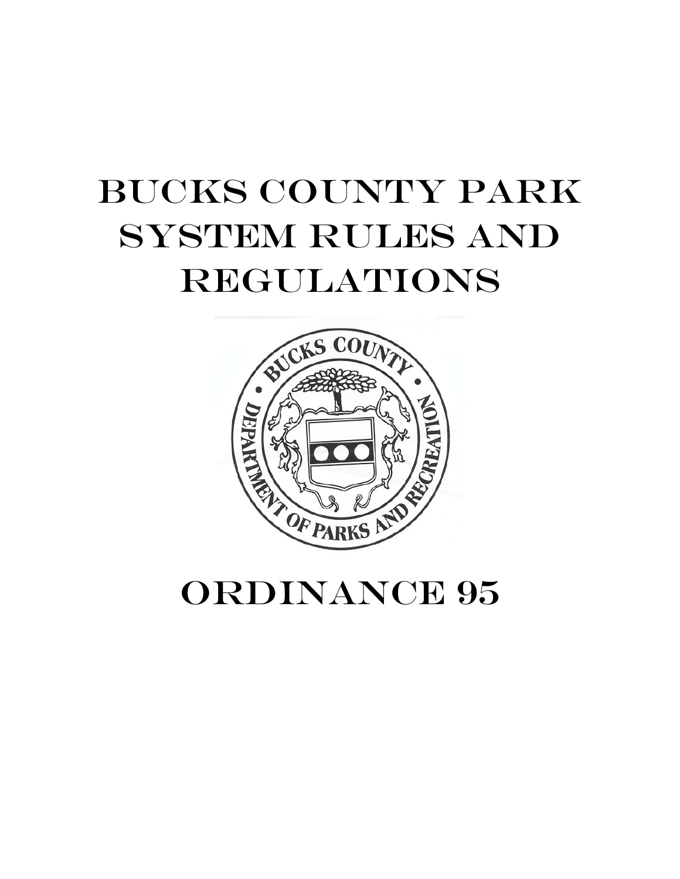# Bucks County Park System Rules and Regulations

# Ordinance 95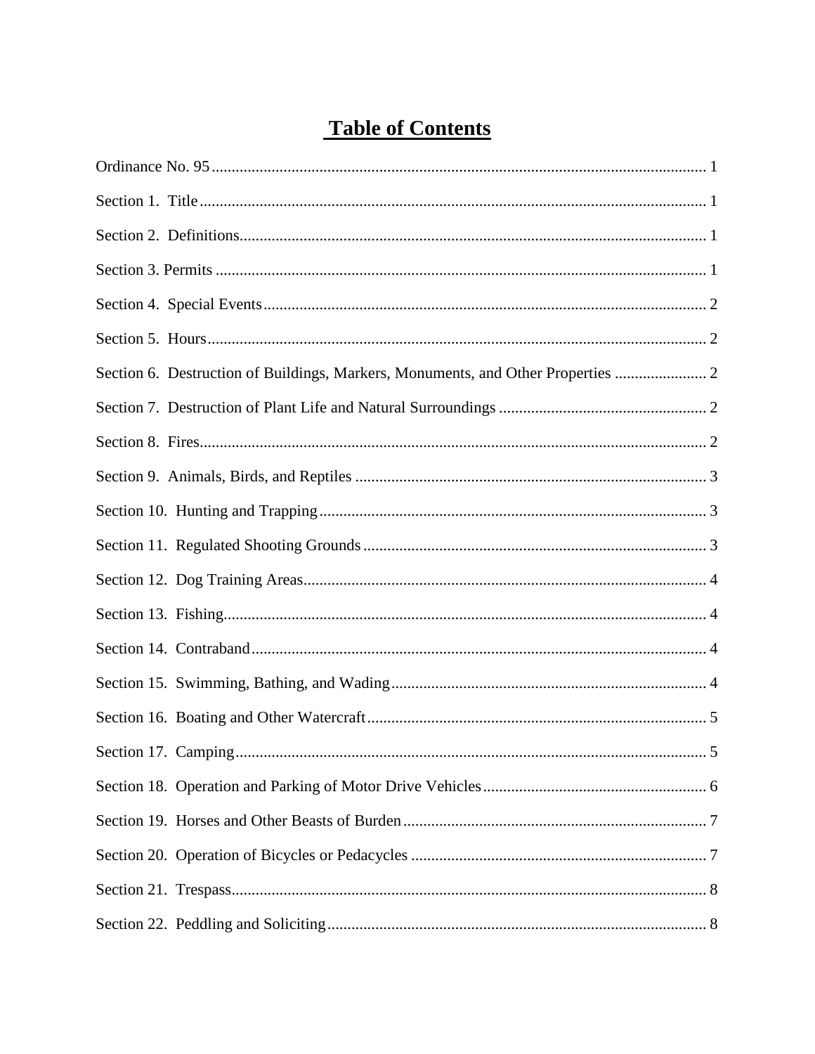# Table of Contents

Ordinance No. 95 ........................................................................................................... 1

Section 1. Title ............................................................................................................... 1

Section 2. Definitions...................................................................................................... 1

Section 3. Permits ........................................................................................................... 1

Section 4. Special Events ............................................................................................... 2

Section 5. Hours ............................................................................................................. 2

Section 6. Destruction of Buildings, Markers, Monuments, and Other Properties ....................... 2

Section 7. Destruction of Plant Life and Natural Surroundings .................................................... 2

Section 8. Fires ............................................................................................................... 2

Section 9. Animals, Birds, and Reptiles ......................................................................... 3

Section 10. Hunting and Trapping ................................................................................. 3

Section 11. Regulated Shooting Grounds ...................................................................... 3

Section 12. Dog Training Areas ..................................................................................... 4

Section 13. Fishing ......................................................................................................... 4

Section 14. Contraband .................................................................................................. 4

Section 15. Swimming, Bathing, and Wading ............................................................... 4

Section 16. Boating and Other Watercraft ..................................................................... 5

Section 17. Camping ...................................................................................................... 5

Section 18. Operation and Parking of Motor Drive Vehicles ......................................... 6

Section 19. Horses and Other Beasts of Burden ............................................................ 7

Section 20. Operation of Bicycles or Pedacycles ........................................................... 7

Section 21. Trespass ....................................................................................................... 8

Section 22. Peddling and Soliciting ............................................................................... 8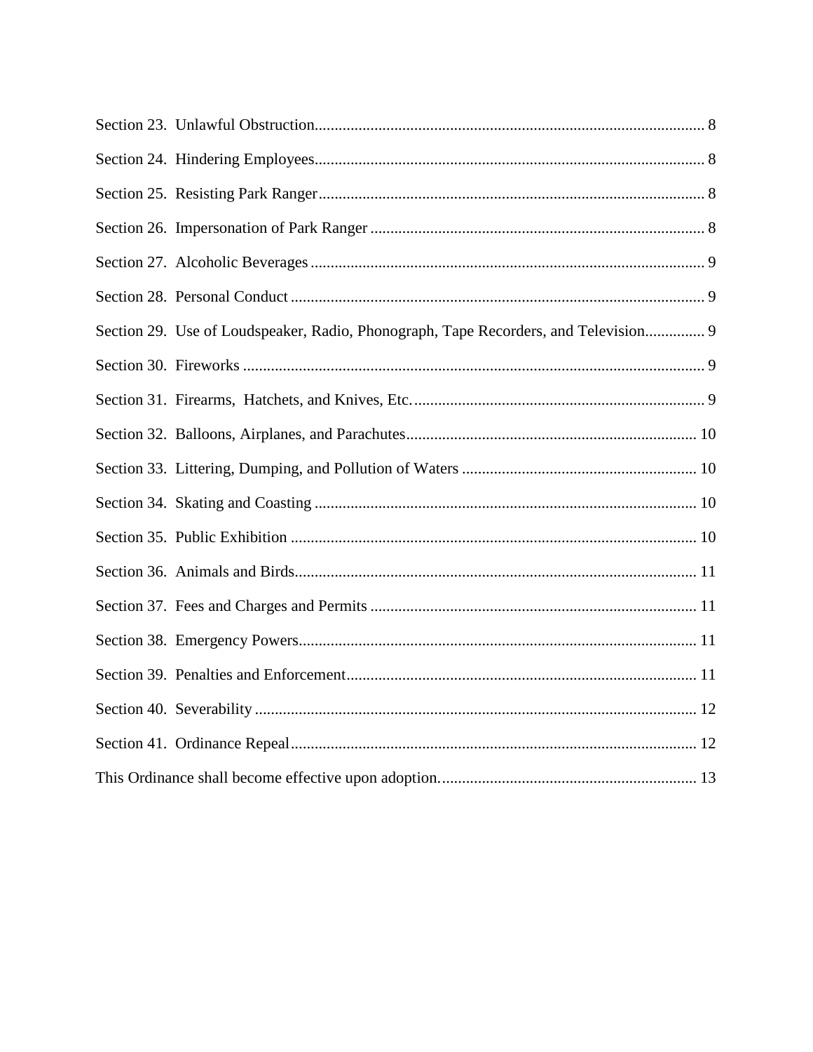Section 23. Unlawful Obstruction ..... 8

Section 24. Hindering Employees ..... 8

Section 25. Resisting Park Ranger ..... 8

Section 26. Impersonation of Park Ranger ..... 8

Section 27. Alcoholic Beverages ..... 9

Section 28. Personal Conduct ..... 9

Section 29. Use of Loudspeaker, Radio, Phonograph, Tape Recorders, and Television ..... 9

Section 30. Fireworks ..... 9

Section 31. Firearms, Hatchets, and Knives, Etc. ..... 9

Section 32. Balloons, Airplanes, and Parachutes ..... 10

Section 33. Littering, Dumping, and Pollution of Waters ..... 10

Section 34. Skating and Coasting ..... 10

Section 35. Public Exhibition ..... 10

Section 36. Animals and Birds ..... 11

Section 37. Fees and Charges and Permits ..... 11

Section 38. Emergency Powers ..... 11

Section 39. Penalties and Enforcement ..... 11

Section 40. Severability ..... 12

Section 41. Ordinance Repeal ..... 12

This Ordinance shall become effective upon adoption. ..... 13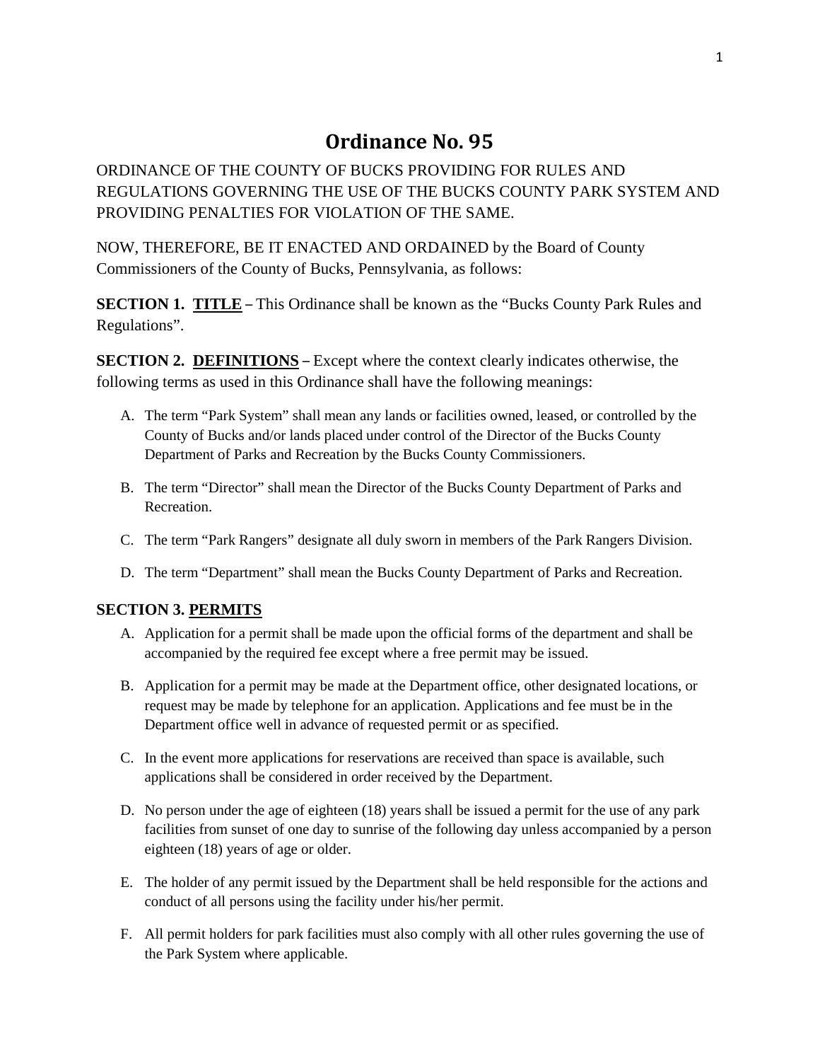# Ordinance No. 95

ORDINANCE OF THE COUNTY OF BUCKS PROVIDING FOR RULES AND REGULATIONS GOVERNING THE USE OF THE BUCKS COUNTY PARK SYSTEM AND PROVIDING PENALTIES FOR VIOLATION OF THE SAME.

NOW, THEREFORE, BE IT ENACTED AND ORDAINED by the Board of County Commissioners of the County of Bucks, Pennsylvania, as follows:

**SECTION 1. <u>TITLE</u>** – This Ordinance shall be known as the "Bucks County Park Rules and Regulations".

**SECTION 2. <u>DEFINITIONS</u>** – Except where the context clearly indicates otherwise, the following terms as used in this Ordinance shall have the following meanings:

A. The term "Park System" shall mean any lands or facilities owned, leased, or controlled by the County of Bucks and/or lands placed under control of the Director of the Bucks County Department of Parks and Recreation by the Bucks County Commissioners.

B. The term "Director" shall mean the Director of the Bucks County Department of Parks and Recreation.

C. The term "Park Rangers" designate all duly sworn in members of the Park Rangers Division.

D. The term "Department" shall mean the Bucks County Department of Parks and Recreation.

### SECTION 3. <u>PERMITS</u>

A. Application for a permit shall be made upon the official forms of the department and shall be accompanied by the required fee except where a free permit may be issued.

B. Application for a permit may be made at the Department office, other designated locations, or request may be made by telephone for an application. Applications and fee must be in the Department office well in advance of requested permit or as specified.

C. In the event more applications for reservations are received than space is available, such applications shall be considered in order received by the Department.

D. No person under the age of eighteen (18) years shall be issued a permit for the use of any park facilities from sunset of one day to sunrise of the following day unless accompanied by a person eighteen (18) years of age or older.

E. The holder of any permit issued by the Department shall be held responsible for the actions and conduct of all persons using the facility under his/her permit.

F. All permit holders for park facilities must also comply with all other rules governing the use of the Park System where applicable.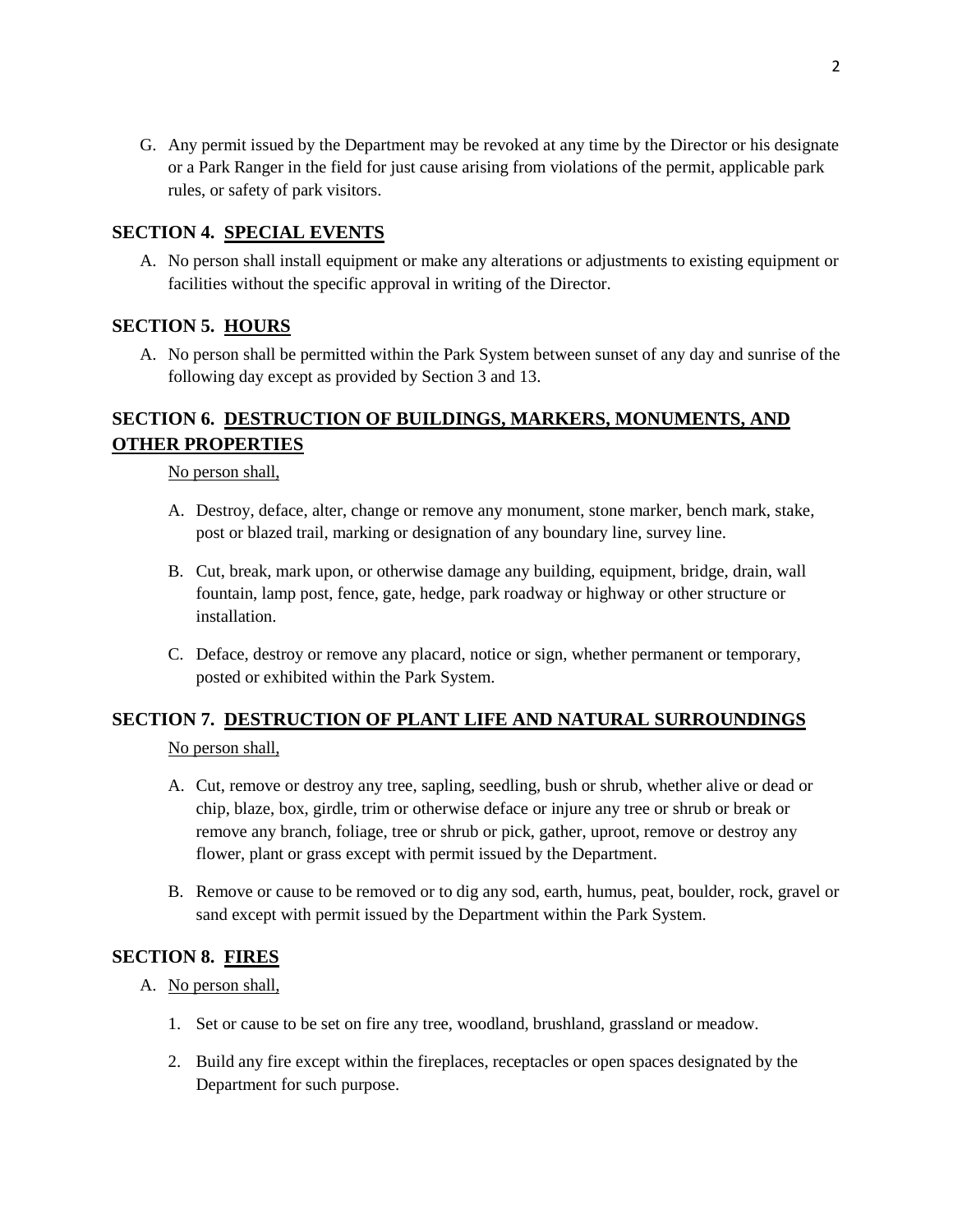G. Any permit issued by the Department may be revoked at any time by the Director or his designate or a Park Ranger in the field for just cause arising from violations of the permit, applicable park rules, or safety of park visitors.

## SECTION 4. SPECIAL EVENTS

A. No person shall install equipment or make any alterations or adjustments to existing equipment or facilities without the specific approval in writing of the Director.

## SECTION 5. HOURS

A. No person shall be permitted within the Park System between sunset of any day and sunrise of the following day except as provided by Section 3 and 13.

## SECTION 6. DESTRUCTION OF BUILDINGS, MARKERS, MONUMENTS, AND OTHER PROPERTIES

No person shall,

A. Destroy, deface, alter, change or remove any monument, stone marker, bench mark, stake, post or blazed trail, marking or designation of any boundary line, survey line.

B. Cut, break, mark upon, or otherwise damage any building, equipment, bridge, drain, wall fountain, lamp post, fence, gate, hedge, park roadway or highway or other structure or installation.

C. Deface, destroy or remove any placard, notice or sign, whether permanent or temporary, posted or exhibited within the Park System.

## SECTION 7. DESTRUCTION OF PLANT LIFE AND NATURAL SURROUNDINGS

No person shall,

A. Cut, remove or destroy any tree, sapling, seedling, bush or shrub, whether alive or dead or chip, blaze, box, girdle, trim or otherwise deface or injure any tree or shrub or break or remove any branch, foliage, tree or shrub or pick, gather, uproot, remove or destroy any flower, plant or grass except with permit issued by the Department.

B. Remove or cause to be removed or to dig any sod, earth, humus, peat, boulder, rock, gravel or sand except with permit issued by the Department within the Park System.

## SECTION 8. FIRES

A. No person shall,

1. Set or cause to be set on fire any tree, woodland, brushland, grassland or meadow.

2. Build any fire except within the fireplaces, receptacles or open spaces designated by the Department for such purpose.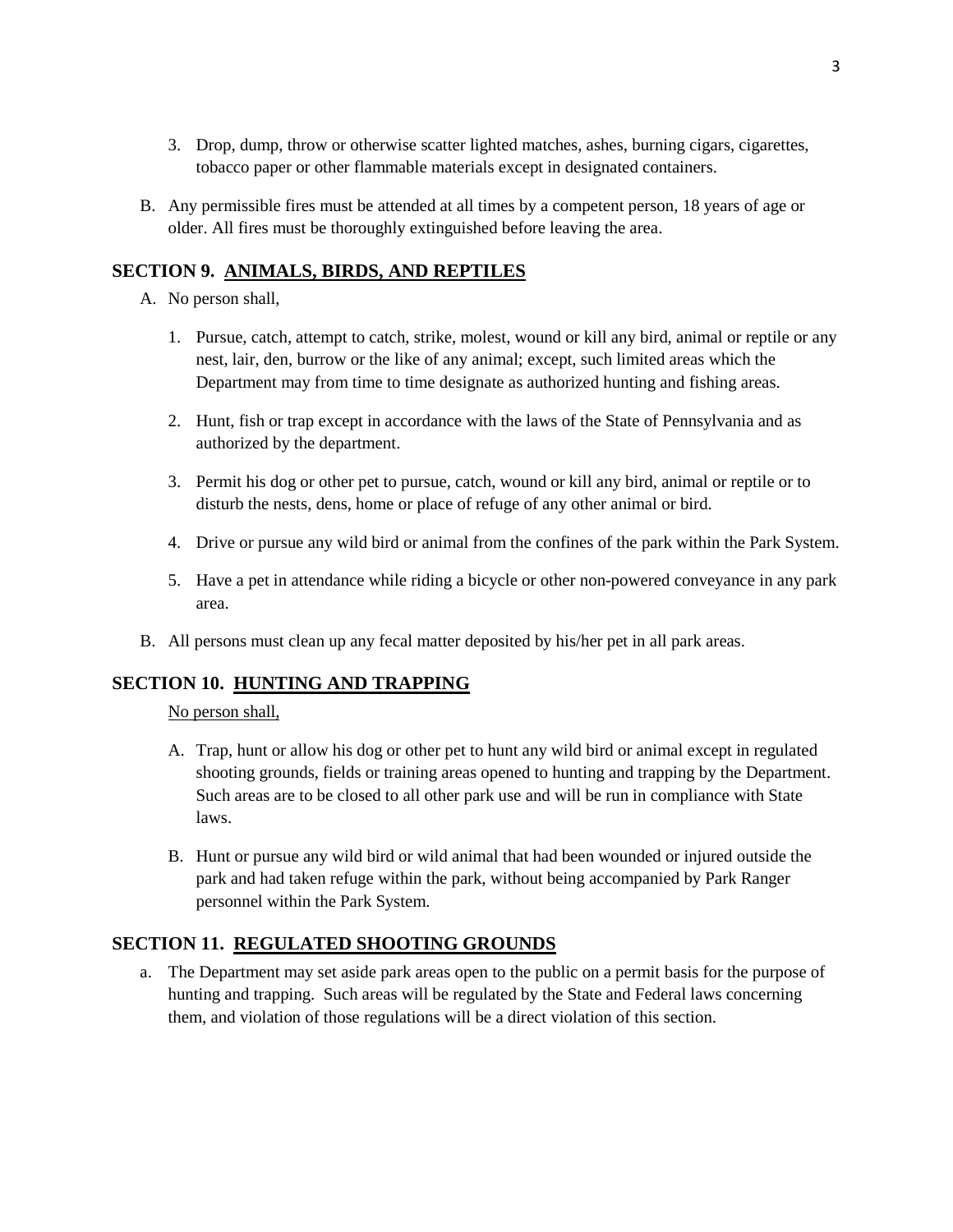3. Drop, dump, throw or otherwise scatter lighted matches, ashes, burning cigars, cigarettes, tobacco paper or other flammable materials except in designated containers.

B. Any permissible fires must be attended at all times by a competent person, 18 years of age or older. All fires must be thoroughly extinguished before leaving the area.

## SECTION 9. ANIMALS, BIRDS, AND REPTILES

A. No person shall,

1. Pursue, catch, attempt to catch, strike, molest, wound or kill any bird, animal or reptile or any nest, lair, den, burrow or the like of any animal; except, such limited areas which the Department may from time to time designate as authorized hunting and fishing areas.
2. Hunt, fish or trap except in accordance with the laws of the State of Pennsylvania and as authorized by the department.
3. Permit his dog or other pet to pursue, catch, wound or kill any bird, animal or reptile or to disturb the nests, dens, home or place of refuge of any other animal or bird.
4. Drive or pursue any wild bird or animal from the confines of the park within the Park System.
5. Have a pet in attendance while riding a bicycle or other non-powered conveyance in any park area.

B. All persons must clean up any fecal matter deposited by his/her pet in all park areas.

## SECTION 10. HUNTING AND TRAPPING

No person shall,

A. Trap, hunt or allow his dog or other pet to hunt any wild bird or animal except in regulated shooting grounds, fields or training areas opened to hunting and trapping by the Department. Such areas are to be closed to all other park use and will be run in compliance with State laws.

B. Hunt or pursue any wild bird or wild animal that had been wounded or injured outside the park and had taken refuge within the park, without being accompanied by Park Ranger personnel within the Park System.

## SECTION 11. REGULATED SHOOTING GROUNDS

a. The Department may set aside park areas open to the public on a permit basis for the purpose of hunting and trapping. Such areas will be regulated by the State and Federal laws concerning them, and violation of those regulations will be a direct violation of this section.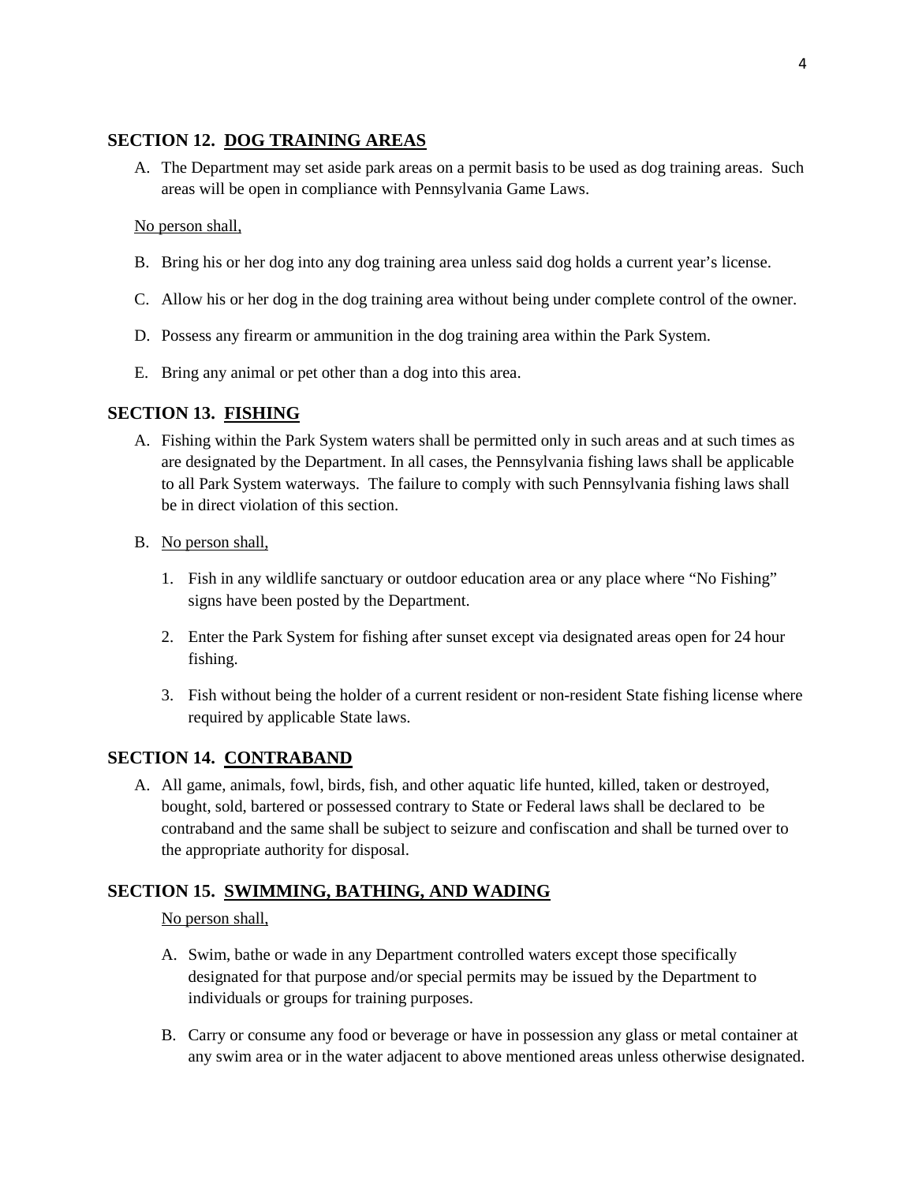## SECTION 12. <u>DOG TRAINING AREAS</u>

A. The Department may set aside park areas on a permit basis to be used as dog training areas. Such areas will be open in compliance with Pennsylvania Game Laws.

<u>No person shall,</u>

B. Bring his or her dog into any dog training area unless said dog holds a current year's license.

C. Allow his or her dog in the dog training area without being under complete control of the owner.

D. Possess any firearm or ammunition in the dog training area within the Park System.

E. Bring any animal or pet other than a dog into this area.

## SECTION 13. <u>FISHING</u>

A. Fishing within the Park System waters shall be permitted only in such areas and at such times as are designated by the Department. In all cases, the Pennsylvania fishing laws shall be applicable to all Park System waterways. The failure to comply with such Pennsylvania fishing laws shall be in direct violation of this section.

B. <u>No person shall,</u>

   1. Fish in any wildlife sanctuary or outdoor education area or any place where "No Fishing" signs have been posted by the Department.

   2. Enter the Park System for fishing after sunset except via designated areas open for 24 hour fishing.

   3. Fish without being the holder of a current resident or non-resident State fishing license where required by applicable State laws.

## SECTION 14. <u>CONTRABAND</u>

A. All game, animals, fowl, birds, fish, and other aquatic life hunted, killed, taken or destroyed, bought, sold, bartered or possessed contrary to State or Federal laws shall be declared to be contraband and the same shall be subject to seizure and confiscation and shall be turned over to the appropriate authority for disposal.

## SECTION 15. <u>SWIMMING, BATHING, AND WADING</u>

<u>No person shall,</u>

A. Swim, bathe or wade in any Department controlled waters except those specifically designated for that purpose and/or special permits may be issued by the Department to individuals or groups for training purposes.

B. Carry or consume any food or beverage or have in possession any glass or metal container at any swim area or in the water adjacent to above mentioned areas unless otherwise designated.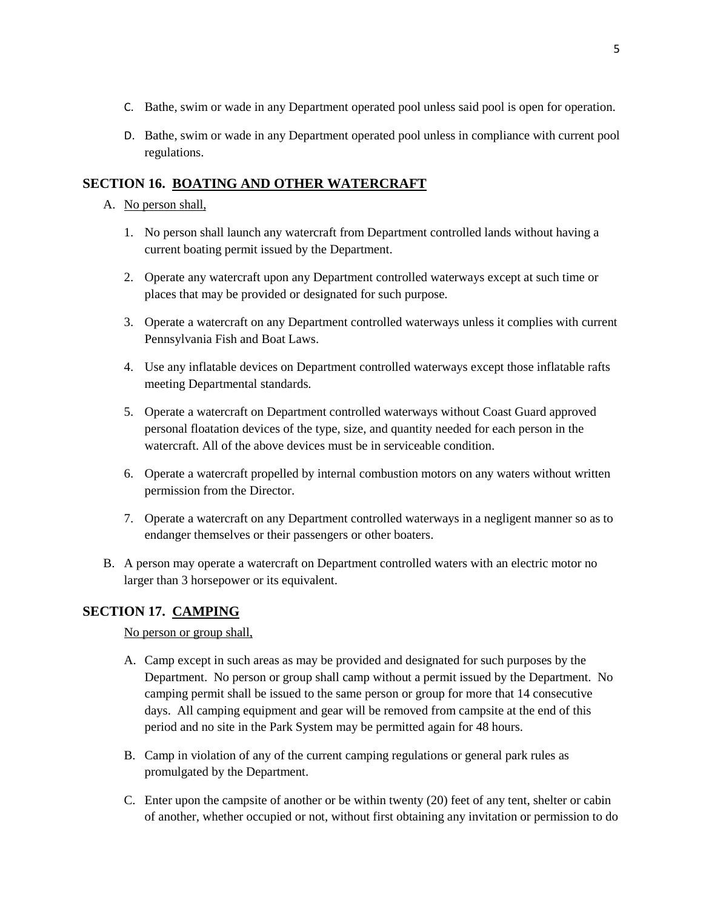C. Bathe, swim or wade in any Department operated pool unless said pool is open for operation.

D. Bathe, swim or wade in any Department operated pool unless in compliance with current pool regulations.

## SECTION 16. BOATING AND OTHER WATERCRAFT

A. No person shall,

1. No person shall launch any watercraft from Department controlled lands without having a current boating permit issued by the Department.

2. Operate any watercraft upon any Department controlled waterways except at such time or places that may be provided or designated for such purpose.

3. Operate a watercraft on any Department controlled waterways unless it complies with current Pennsylvania Fish and Boat Laws.

4. Use any inflatable devices on Department controlled waterways except those inflatable rafts meeting Departmental standards.

5. Operate a watercraft on Department controlled waterways without Coast Guard approved personal floatation devices of the type, size, and quantity needed for each person in the watercraft. All of the above devices must be in serviceable condition.

6. Operate a watercraft propelled by internal combustion motors on any waters without written permission from the Director.

7. Operate a watercraft on any Department controlled waterways in a negligent manner so as to endanger themselves or their passengers or other boaters.

B. A person may operate a watercraft on Department controlled waters with an electric motor no larger than 3 horsepower or its equivalent.

## SECTION 17. CAMPING

No person or group shall,

A. Camp except in such areas as may be provided and designated for such purposes by the Department. No person or group shall camp without a permit issued by the Department. No camping permit shall be issued to the same person or group for more that 14 consecutive days. All camping equipment and gear will be removed from campsite at the end of this period and no site in the Park System may be permitted again for 48 hours.

B. Camp in violation of any of the current camping regulations or general park rules as promulgated by the Department.

C. Enter upon the campsite of another or be within twenty (20) feet of any tent, shelter or cabin of another, whether occupied or not, without first obtaining any invitation or permission to do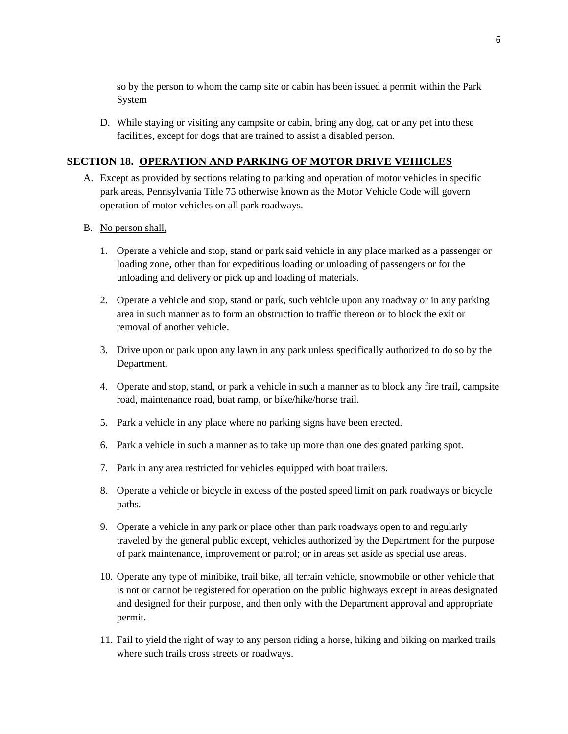so by the person to whom the camp site or cabin has been issued a permit within the Park System

D. While staying or visiting any campsite or cabin, bring any dog, cat or any pet into these facilities, except for dogs that are trained to assist a disabled person.

## SECTION 18. OPERATION AND PARKING OF MOTOR DRIVE VEHICLES

A. Except as provided by sections relating to parking and operation of motor vehicles in specific park areas, Pennsylvania Title 75 otherwise known as the Motor Vehicle Code will govern operation of motor vehicles on all park roadways.

B. No person shall,

1. Operate a vehicle and stop, stand or park said vehicle in any place marked as a passenger or loading zone, other than for expeditious loading or unloading of passengers or for the unloading and delivery or pick up and loading of materials.
2. Operate a vehicle and stop, stand or park, such vehicle upon any roadway or in any parking area in such manner as to form an obstruction to traffic thereon or to block the exit or removal of another vehicle.
3. Drive upon or park upon any lawn in any park unless specifically authorized to do so by the Department.
4. Operate and stop, stand, or park a vehicle in such a manner as to block any fire trail, campsite road, maintenance road, boat ramp, or bike/hike/horse trail.
5. Park a vehicle in any place where no parking signs have been erected.
6. Park a vehicle in such a manner as to take up more than one designated parking spot.
7. Park in any area restricted for vehicles equipped with boat trailers.
8. Operate a vehicle or bicycle in excess of the posted speed limit on park roadways or bicycle paths.
9. Operate a vehicle in any park or place other than park roadways open to and regularly traveled by the general public except, vehicles authorized by the Department for the purpose of park maintenance, improvement or patrol; or in areas set aside as special use areas.
10. Operate any type of minibike, trail bike, all terrain vehicle, snowmobile or other vehicle that is not or cannot be registered for operation on the public highways except in areas designated and designed for their purpose, and then only with the Department approval and appropriate permit.
11. Fail to yield the right of way to any person riding a horse, hiking and biking on marked trails where such trails cross streets or roadways.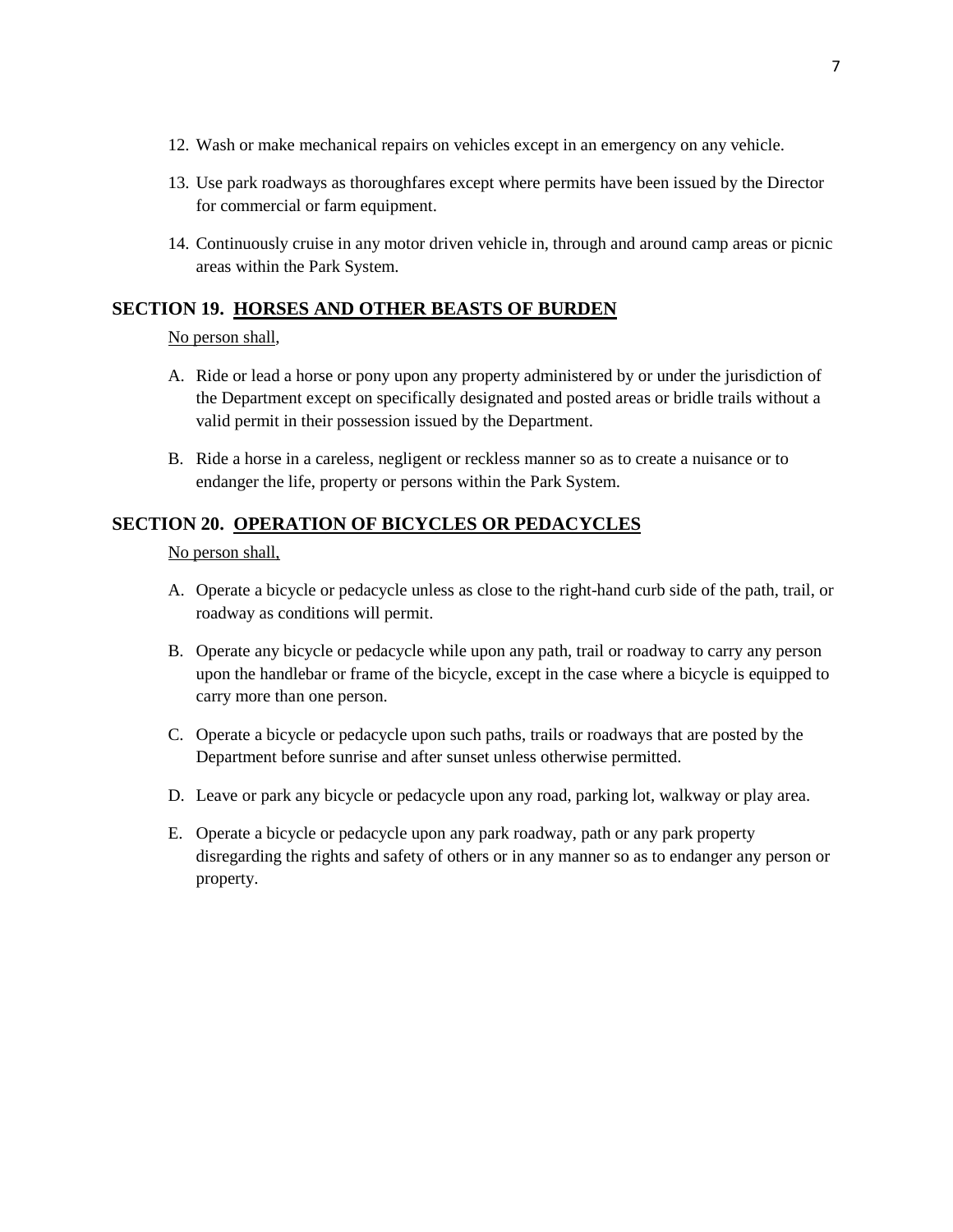12. Wash or make mechanical repairs on vehicles except in an emergency on any vehicle.

13. Use park roadways as thoroughfares except where permits have been issued by the Director for commercial or farm equipment.

14. Continuously cruise in any motor driven vehicle in, through and around camp areas or picnic areas within the Park System.

## SECTION 19. HORSES AND OTHER BEASTS OF BURDEN

No person shall,

A. Ride or lead a horse or pony upon any property administered by or under the jurisdiction of the Department except on specifically designated and posted areas or bridle trails without a valid permit in their possession issued by the Department.

B. Ride a horse in a careless, negligent or reckless manner so as to create a nuisance or to endanger the life, property or persons within the Park System.

## SECTION 20. OPERATION OF BICYCLES OR PEDACYCLES

No person shall,

A. Operate a bicycle or pedacycle unless as close to the right-hand curb side of the path, trail, or roadway as conditions will permit.

B. Operate any bicycle or pedacycle while upon any path, trail or roadway to carry any person upon the handlebar or frame of the bicycle, except in the case where a bicycle is equipped to carry more than one person.

C. Operate a bicycle or pedacycle upon such paths, trails or roadways that are posted by the Department before sunrise and after sunset unless otherwise permitted.

D. Leave or park any bicycle or pedacycle upon any road, parking lot, walkway or play area.

E. Operate a bicycle or pedacycle upon any park roadway, path or any park property disregarding the rights and safety of others or in any manner so as to endanger any person or property.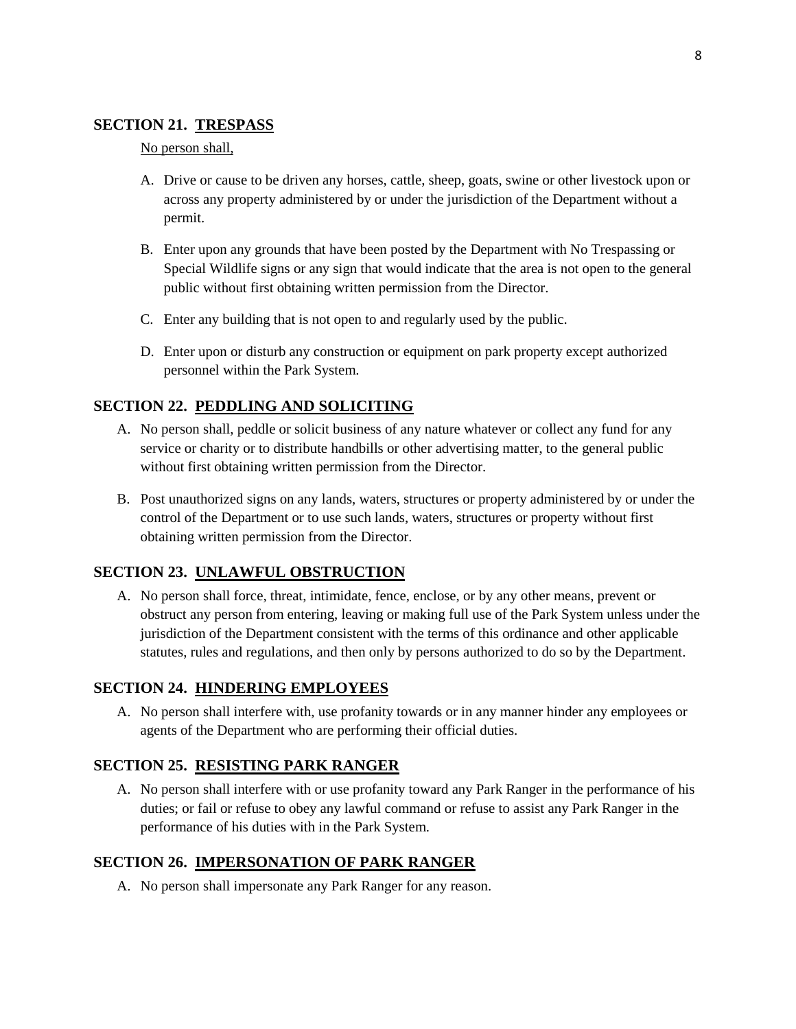## SECTION 21. TRESPASS

No person shall,

A. Drive or cause to be driven any horses, cattle, sheep, goats, swine or other livestock upon or across any property administered by or under the jurisdiction of the Department without a permit.

B. Enter upon any grounds that have been posted by the Department with No Trespassing or Special Wildlife signs or any sign that would indicate that the area is not open to the general public without first obtaining written permission from the Director.

C. Enter any building that is not open to and regularly used by the public.

D. Enter upon or disturb any construction or equipment on park property except authorized personnel within the Park System.

## SECTION 22. PEDDLING AND SOLICITING

A. No person shall, peddle or solicit business of any nature whatever or collect any fund for any service or charity or to distribute handbills or other advertising matter, to the general public without first obtaining written permission from the Director.

B. Post unauthorized signs on any lands, waters, structures or property administered by or under the control of the Department or to use such lands, waters, structures or property without first obtaining written permission from the Director.

## SECTION 23. UNLAWFUL OBSTRUCTION

A. No person shall force, threat, intimidate, fence, enclose, or by any other means, prevent or obstruct any person from entering, leaving or making full use of the Park System unless under the jurisdiction of the Department consistent with the terms of this ordinance and other applicable statutes, rules and regulations, and then only by persons authorized to do so by the Department.

## SECTION 24. HINDERING EMPLOYEES

A. No person shall interfere with, use profanity towards or in any manner hinder any employees or agents of the Department who are performing their official duties.

## SECTION 25. RESISTING PARK RANGER

A. No person shall interfere with or use profanity toward any Park Ranger in the performance of his duties; or fail or refuse to obey any lawful command or refuse to assist any Park Ranger in the performance of his duties with in the Park System.

## SECTION 26. IMPERSONATION OF PARK RANGER

A. No person shall impersonate any Park Ranger for any reason.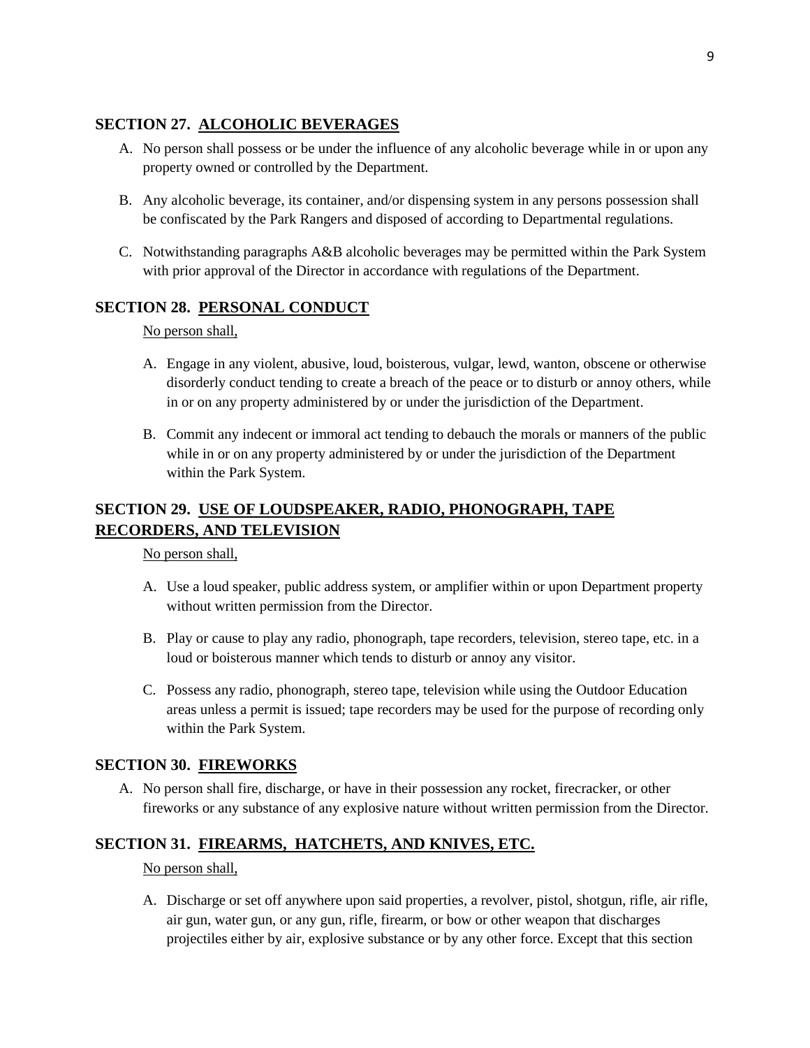## SECTION 27. ALCOHOLIC BEVERAGES

A. No person shall possess or be under the influence of any alcoholic beverage while in or upon any property owned or controlled by the Department.

B. Any alcoholic beverage, its container, and/or dispensing system in any persons possession shall be confiscated by the Park Rangers and disposed of according to Departmental regulations.

C. Notwithstanding paragraphs A&B alcoholic beverages may be permitted within the Park System with prior approval of the Director in accordance with regulations of the Department.

## SECTION 28. PERSONAL CONDUCT

No person shall,

A. Engage in any violent, abusive, loud, boisterous, vulgar, lewd, wanton, obscene or otherwise disorderly conduct tending to create a breach of the peace or to disturb or annoy others, while in or on any property administered by or under the jurisdiction of the Department.

B. Commit any indecent or immoral act tending to debauch the morals or manners of the public while in or on any property administered by or under the jurisdiction of the Department within the Park System.

## SECTION 29. USE OF LOUDSPEAKER, RADIO, PHONOGRAPH, TAPE RECORDERS, AND TELEVISION

No person shall,

A. Use a loud speaker, public address system, or amplifier within or upon Department property without written permission from the Director.

B. Play or cause to play any radio, phonograph, tape recorders, television, stereo tape, etc. in a loud or boisterous manner which tends to disturb or annoy any visitor.

C. Possess any radio, phonograph, stereo tape, television while using the Outdoor Education areas unless a permit is issued; tape recorders may be used for the purpose of recording only within the Park System.

## SECTION 30. FIREWORKS

A. No person shall fire, discharge, or have in their possession any rocket, firecracker, or other fireworks or any substance of any explosive nature without written permission from the Director.

## SECTION 31. FIREARMS, HATCHETS, AND KNIVES, ETC.

No person shall,

A. Discharge or set off anywhere upon said properties, a revolver, pistol, shotgun, rifle, air rifle, air gun, water gun, or any gun, rifle, firearm, or bow or other weapon that discharges projectiles either by air, explosive substance or by any other force. Except that this section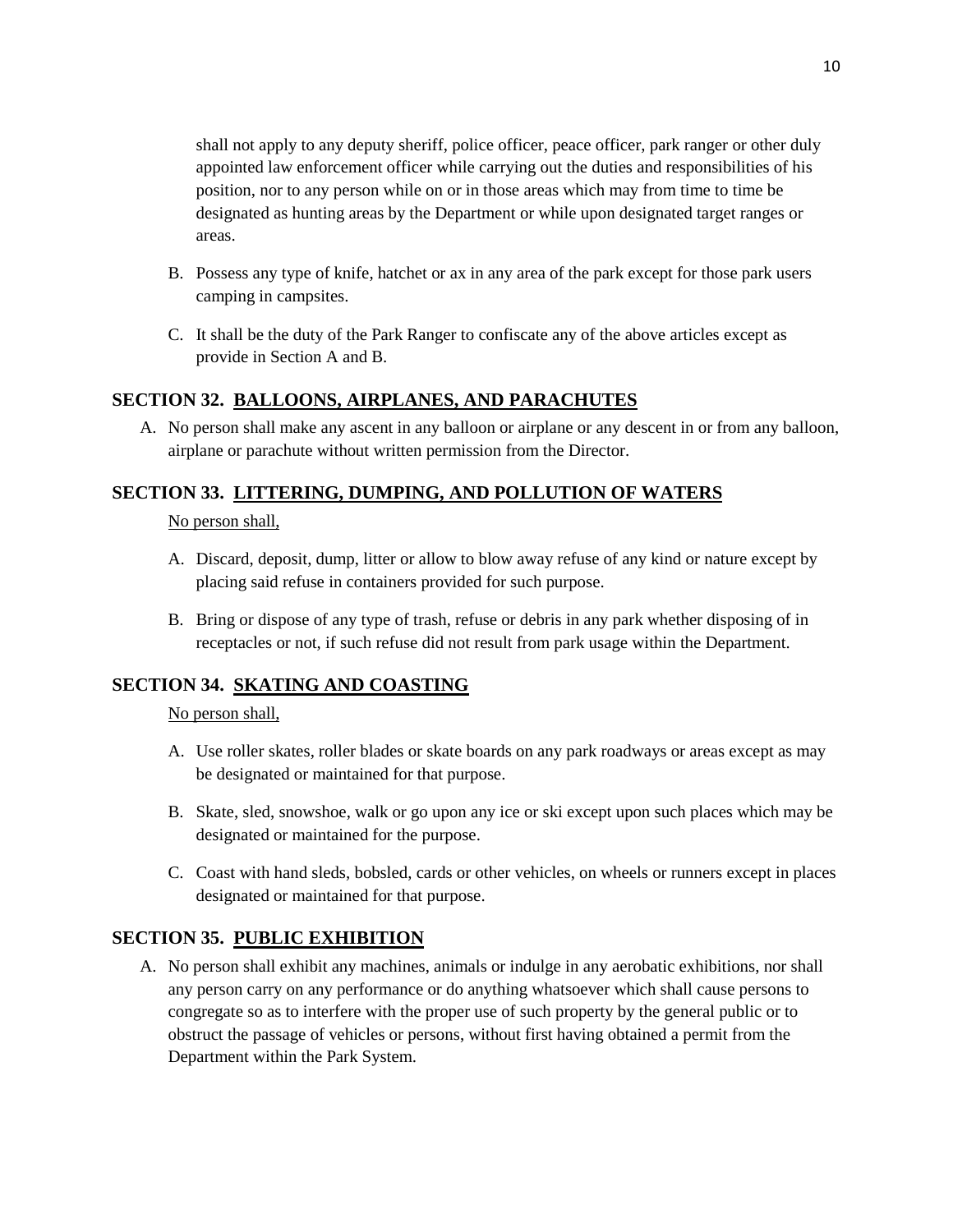shall not apply to any deputy sheriff, police officer, peace officer, park ranger or other duly appointed law enforcement officer while carrying out the duties and responsibilities of his position, nor to any person while on or in those areas which may from time to time be designated as hunting areas by the Department or while upon designated target ranges or areas.

B. Possess any type of knife, hatchet or ax in any area of the park except for those park users camping in campsites.

C. It shall be the duty of the Park Ranger to confiscate any of the above articles except as provide in Section A and B.

## SECTION 32. BALLOONS, AIRPLANES, AND PARACHUTES

A. No person shall make any ascent in any balloon or airplane or any descent in or from any balloon, airplane or parachute without written permission from the Director.

## SECTION 33. LITTERING, DUMPING, AND POLLUTION OF WATERS

No person shall,

A. Discard, deposit, dump, litter or allow to blow away refuse of any kind or nature except by placing said refuse in containers provided for such purpose.

B. Bring or dispose of any type of trash, refuse or debris in any park whether disposing of in receptacles or not, if such refuse did not result from park usage within the Department.

## SECTION 34. SKATING AND COASTING

No person shall,

A. Use roller skates, roller blades or skate boards on any park roadways or areas except as may be designated or maintained for that purpose.

B. Skate, sled, snowshoe, walk or go upon any ice or ski except upon such places which may be designated or maintained for the purpose.

C. Coast with hand sleds, bobsled, cards or other vehicles, on wheels or runners except in places designated or maintained for that purpose.

## SECTION 35. PUBLIC EXHIBITION

A. No person shall exhibit any machines, animals or indulge in any aerobatic exhibitions, nor shall any person carry on any performance or do anything whatsoever which shall cause persons to congregate so as to interfere with the proper use of such property by the general public or to obstruct the passage of vehicles or persons, without first having obtained a permit from the Department within the Park System.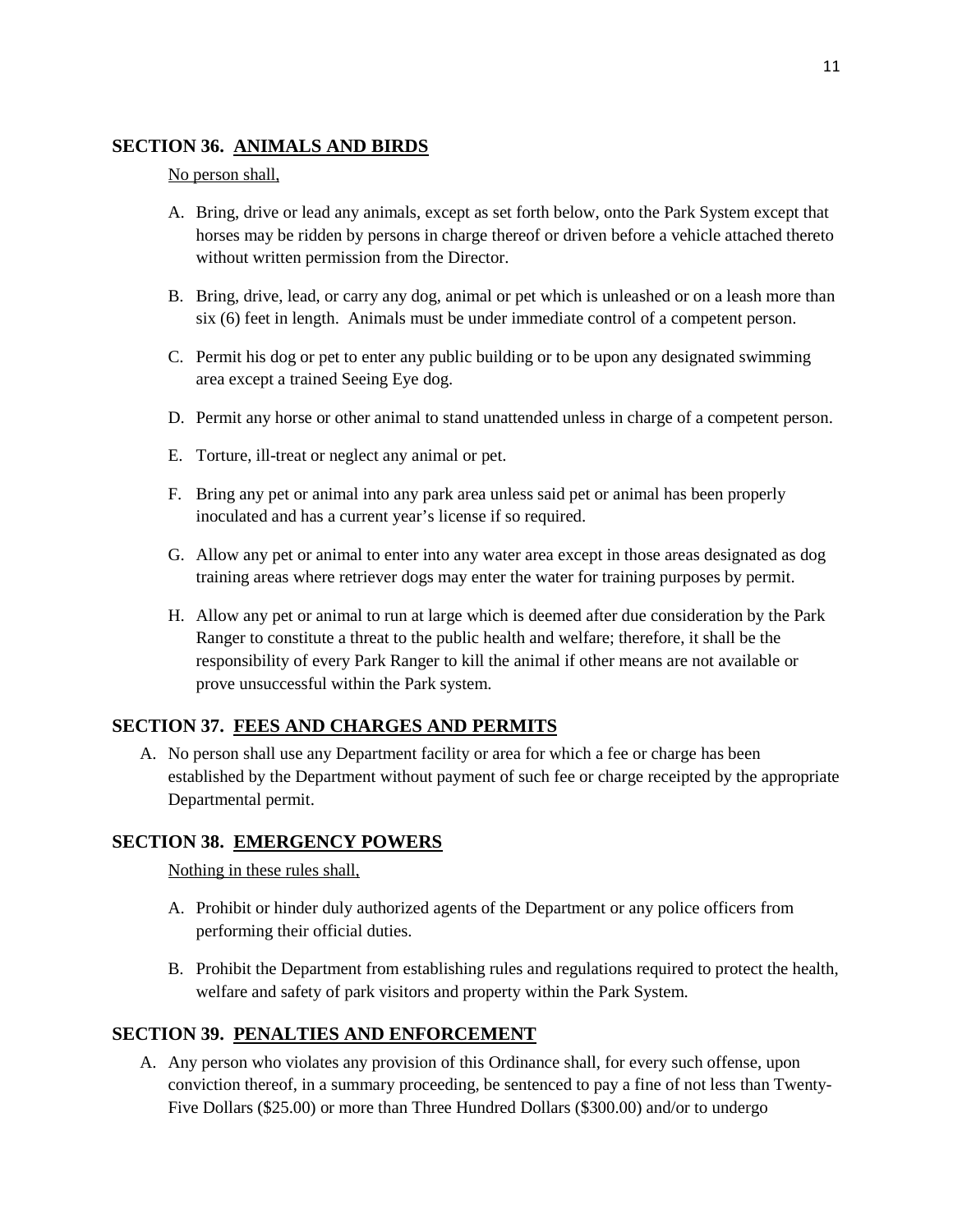## SECTION 36. ANIMALS AND BIRDS

No person shall,

A. Bring, drive or lead any animals, except as set forth below, onto the Park System except that horses may be ridden by persons in charge thereof or driven before a vehicle attached thereto without written permission from the Director.

B. Bring, drive, lead, or carry any dog, animal or pet which is unleashed or on a leash more than six (6) feet in length. Animals must be under immediate control of a competent person.

C. Permit his dog or pet to enter any public building or to be upon any designated swimming area except a trained Seeing Eye dog.

D. Permit any horse or other animal to stand unattended unless in charge of a competent person.

E. Torture, ill-treat or neglect any animal or pet.

F. Bring any pet or animal into any park area unless said pet or animal has been properly inoculated and has a current year's license if so required.

G. Allow any pet or animal to enter into any water area except in those areas designated as dog training areas where retriever dogs may enter the water for training purposes by permit.

H. Allow any pet or animal to run at large which is deemed after due consideration by the Park Ranger to constitute a threat to the public health and welfare; therefore, it shall be the responsibility of every Park Ranger to kill the animal if other means are not available or prove unsuccessful within the Park system.

## SECTION 37. FEES AND CHARGES AND PERMITS

A. No person shall use any Department facility or area for which a fee or charge has been established by the Department without payment of such fee or charge receipted by the appropriate Departmental permit.

## SECTION 38. EMERGENCY POWERS

Nothing in these rules shall,

A. Prohibit or hinder duly authorized agents of the Department or any police officers from performing their official duties.

B. Prohibit the Department from establishing rules and regulations required to protect the health, welfare and safety of park visitors and property within the Park System.

## SECTION 39. PENALTIES AND ENFORCEMENT

A. Any person who violates any provision of this Ordinance shall, for every such offense, upon conviction thereof, in a summary proceeding, be sentenced to pay a fine of not less than Twenty-Five Dollars ($25.00) or more than Three Hundred Dollars ($300.00) and/or to undergo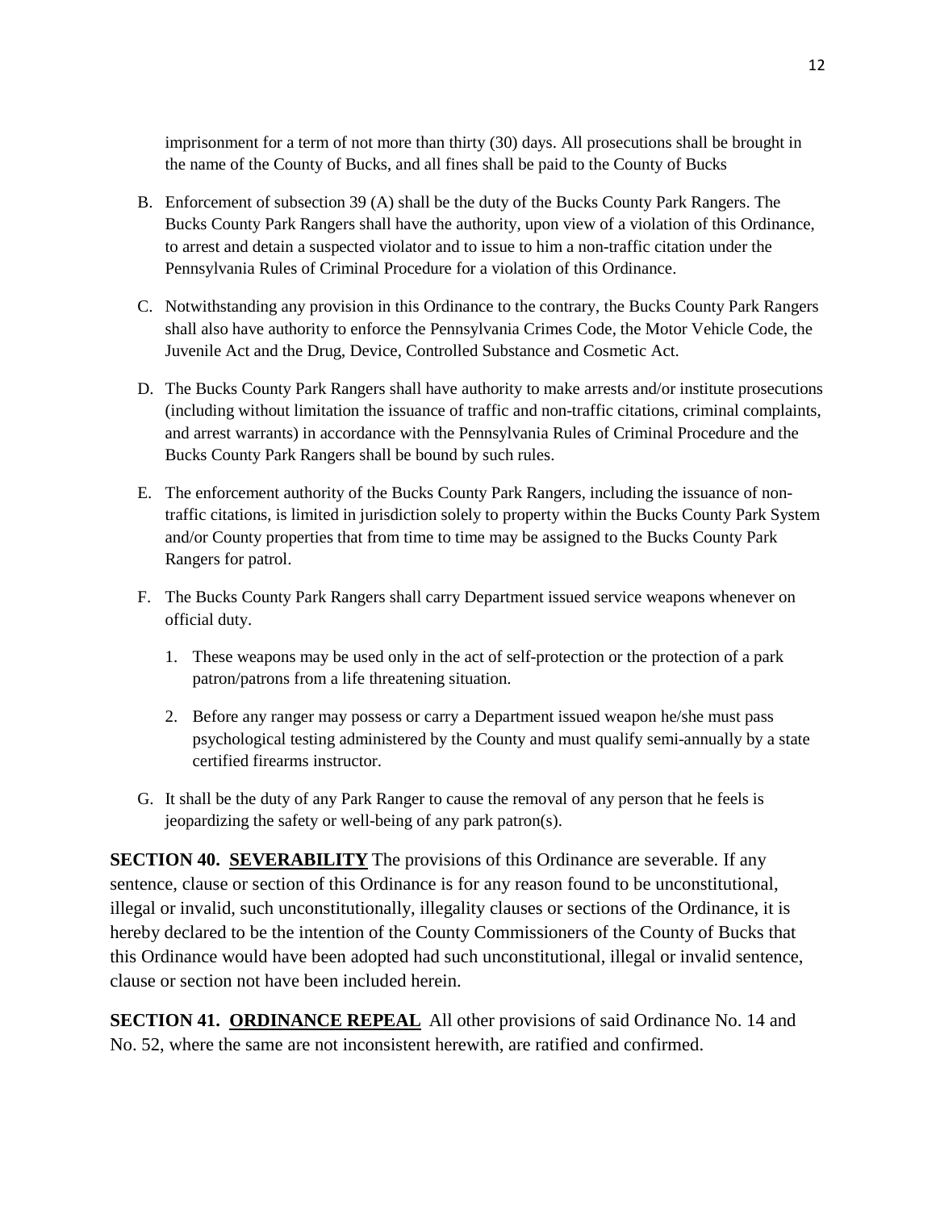imprisonment for a term of not more than thirty (30) days. All prosecutions shall be brought in the name of the County of Bucks, and all fines shall be paid to the County of Bucks

B. Enforcement of subsection 39 (A) shall be the duty of the Bucks County Park Rangers. The Bucks County Park Rangers shall have the authority, upon view of a violation of this Ordinance, to arrest and detain a suspected violator and to issue to him a non-traffic citation under the Pennsylvania Rules of Criminal Procedure for a violation of this Ordinance.

C. Notwithstanding any provision in this Ordinance to the contrary, the Bucks County Park Rangers shall also have authority to enforce the Pennsylvania Crimes Code, the Motor Vehicle Code, the Juvenile Act and the Drug, Device, Controlled Substance and Cosmetic Act.

D. The Bucks County Park Rangers shall have authority to make arrests and/or institute prosecutions (including without limitation the issuance of traffic and non-traffic citations, criminal complaints, and arrest warrants) in accordance with the Pennsylvania Rules of Criminal Procedure and the Bucks County Park Rangers shall be bound by such rules.

E. The enforcement authority of the Bucks County Park Rangers, including the issuance of non-traffic citations, is limited in jurisdiction solely to property within the Bucks County Park System and/or County properties that from time to time may be assigned to the Bucks County Park Rangers for patrol.

F. The Bucks County Park Rangers shall carry Department issued service weapons whenever on official duty.

   1. These weapons may be used only in the act of self-protection or the protection of a park patron/patrons from a life threatening situation.

   2. Before any ranger may possess or carry a Department issued weapon he/she must pass psychological testing administered by the County and must qualify semi-annually by a state certified firearms instructor.

G. It shall be the duty of any Park Ranger to cause the removal of any person that he feels is jeopardizing the safety or well-being of any park patron(s).

**SECTION 40. <u>SEVERABILITY</u>** The provisions of this Ordinance are severable. If any sentence, clause or section of this Ordinance is for any reason found to be unconstitutional, illegal or invalid, such unconstitutionally, illegality clauses or sections of the Ordinance, it is hereby declared to be the intention of the County Commissioners of the County of Bucks that this Ordinance would have been adopted had such unconstitutional, illegal or invalid sentence, clause or section not have been included herein.

**SECTION 41. <u>ORDINANCE REPEAL</u>** All other provisions of said Ordinance No. 14 and No. 52, where the same are not inconsistent herewith, are ratified and confirmed.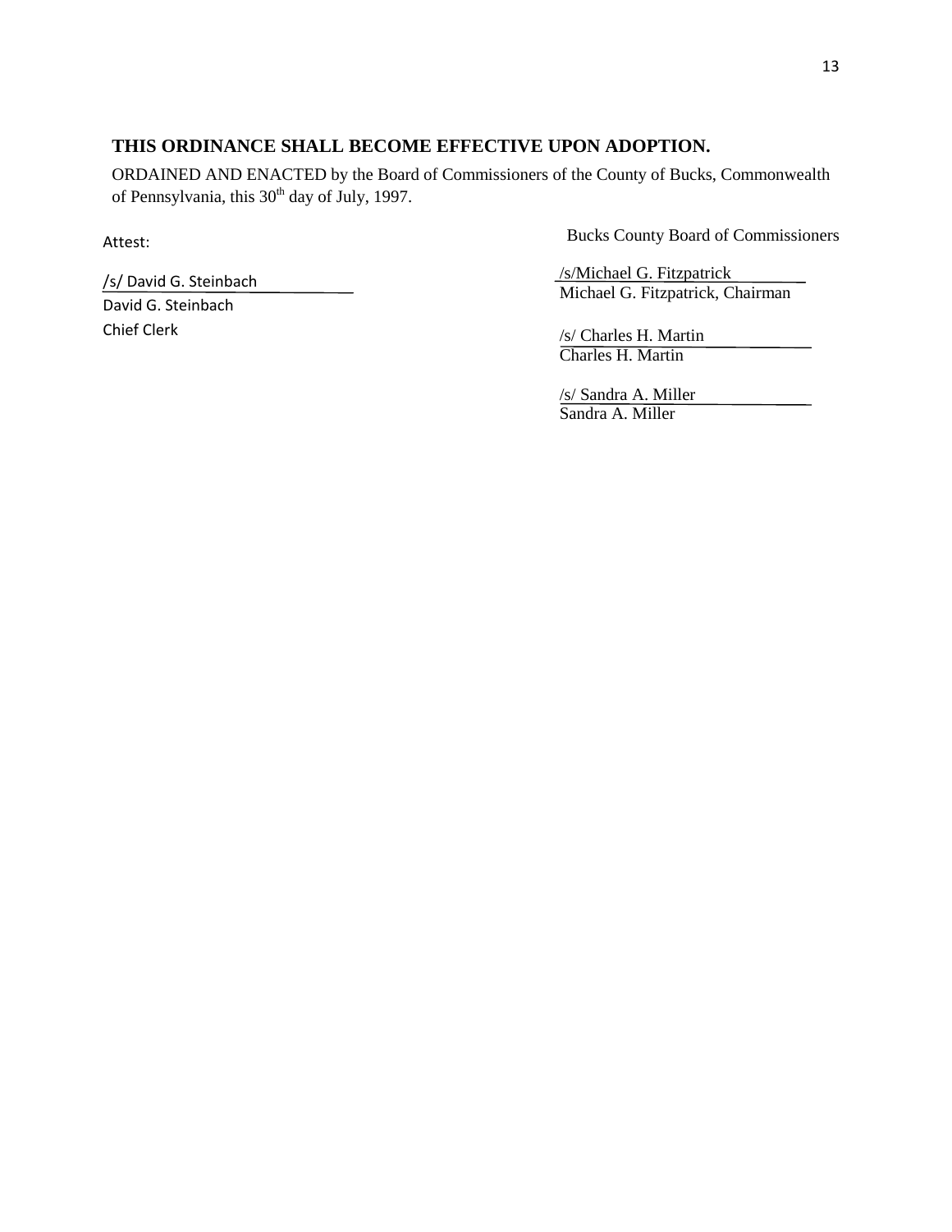**THIS ORDINANCE SHALL BECOME EFFECTIVE UPON ADOPTION.**

ORDAINED AND ENACTED by the Board of Commissioners of the County of Bucks, Commonwealth of Pennsylvania, this 30th day of July, 1997.

Attest:

/s/ David G. Steinbach
David G. Steinbach
Chief Clerk

Bucks County Board of Commissioners

/s/Michael G. Fitzpatrick
Michael G. Fitzpatrick, Chairman

/s/ Charles H. Martin
Charles H. Martin

/s/ Sandra A. Miller
Sandra A. Miller